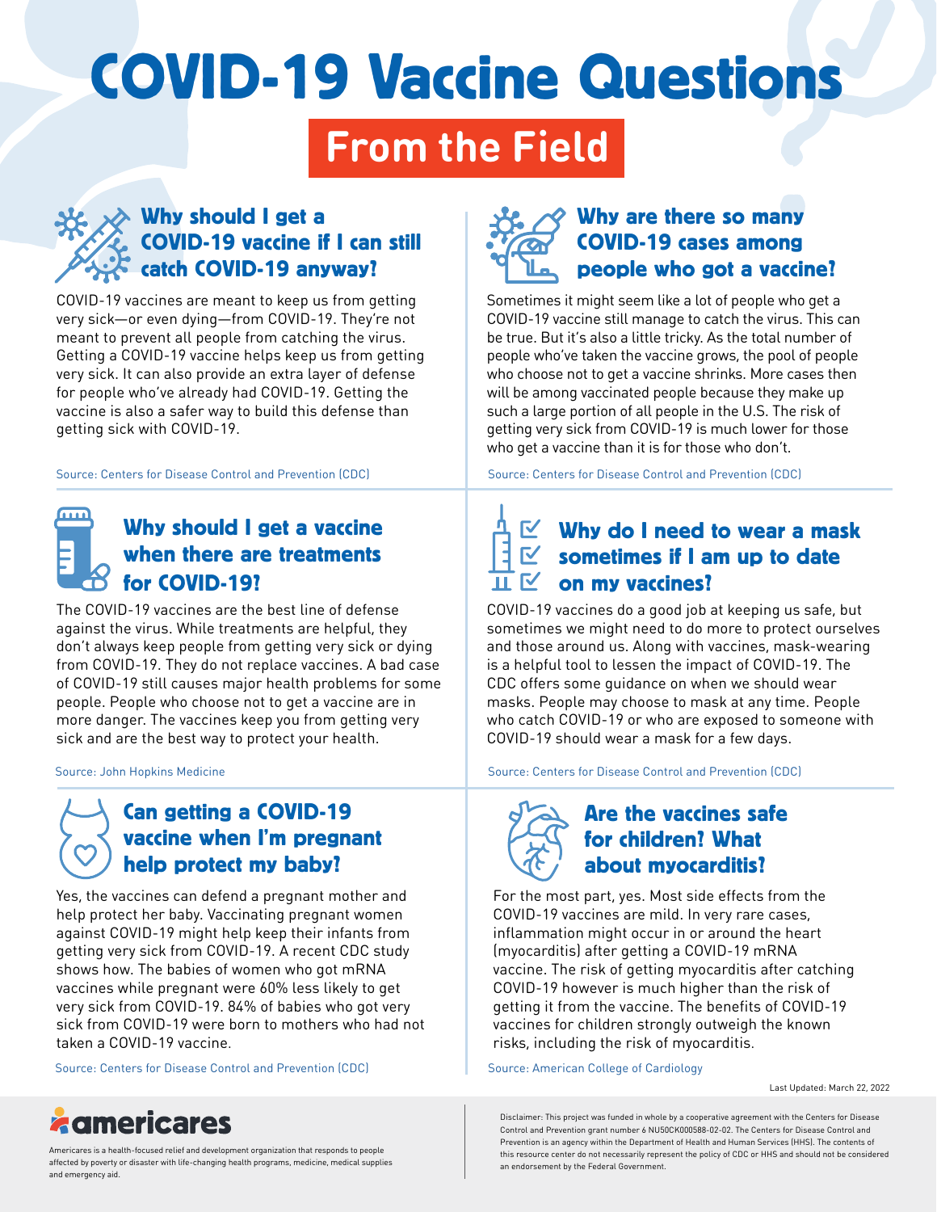# COVID-19 Vaccine Questions

## From the Field

### Why should I get a COVID-19 vaccine if I can still catch COVID-19 anyway?

COVID-19 vaccines are meant to keep us from getting very sick—or even dying—from COVID-19. They're not meant to prevent all people from catching the virus. Getting a COVID-19 vaccine helps keep us from getting very sick. It can also provide an extra layer of defense for people who've already had COVID-19. Getting the vaccine is also a safer way to build this defense than getting sick with COVID-19.

Source: Centers for Disease Control and Prevention (CDC)

### Why should I get a vaccine when there are treatments for COVID-19?

The COVID-19 vaccines are the best line of defense against the virus. While treatments are helpful, they don't always keep people from getting very sick or dying from COVID-19. They do not replace vaccines. A bad case of COVID-19 still causes major health problems for some people. People who choose not to get a vaccine are in more danger. The vaccines keep you from getting very sick and are the best way to protect your health.

Source: John Hopkins Medicine

### Can getting a COVID-19 vaccine when I'm pregnant help protect my baby?

Yes, the vaccines can defend a pregnant mother and help protect her baby. Vaccinating pregnant women against COVID-19 might help keep their infants from getting very sick from COVID-19. A recent CDC study shows how. The babies of women who got mRNA vaccines while pregnant were 60% less likely to get very sick from COVID-19. 84% of babies who got very sick from COVID-19 were born to mothers who had not taken a COVID-19 vaccine.

Source: Centers for Disease Control and Prevention (CDC)

### Why are there so many COVID-19 cases among people who got a vaccine?

Sometimes it might seem like a lot of people who get a COVID-19 vaccine still manage to catch the virus. This can be true. But it's also a little tricky. As the total number of people who've taken the vaccine grows, the pool of people who choose not to get a vaccine shrinks. More cases then will be among vaccinated people because they make up such a large portion of all people in the U.S. The risk of getting very sick from COVID-19 is much lower for those who get a vaccine than it is for those who don't.

Source: Centers for Disease Control and Prevention (CDC)

### Why do I need to wear a mask sometimes if I am up to date on my vaccines?

COVID-19 vaccines do a good job at keeping us safe, but sometimes we might need to do more to protect ourselves and those around us. Along with vaccines, mask-wearing is a helpful tool to lessen the impact of COVID-19. The CDC offers some guidance on when we should wear masks. People may choose to mask at any time. People who catch COVID-19 or who are exposed to someone with COVID-19 should wear a mask for a few days.

Source: Centers for Disease Control and Prevention (CDC)

### Are the vaccines safe for children? What about myocarditis?

For the most part, yes. Most side effects from the COVID-19 vaccines are mild. In very rare cases, inflammation might occur in or around the heart (myocarditis) after getting a COVID-19 mRNA vaccine. The risk of getting myocarditis after catching COVID-19 however is much higher than the risk of getting it from the vaccine. The benefits of COVID-19 vaccines for children strongly outweigh the known risks, including the risk of myocarditis.

Source: American College of Cardiology

Last Updated: March 22, 2022

**americares**

Americares is a health-focused relief and development organization that responds to people affected by poverty or disaster with life-changing health programs, medicine, medical supplies and emergency aid.

Disclaimer: This project was funded in whole by a cooperative agreement with the Centers for Disease Control and Prevention grant number 6 NU50CK000588-02-02. The Centers for Disease Control and Prevention is an agency within the Department of Health and Human Services (HHS). The contents of this resource center do not necessarily represent the policy of CDC or HHS and should not be considered an endorsement by the Federal Government.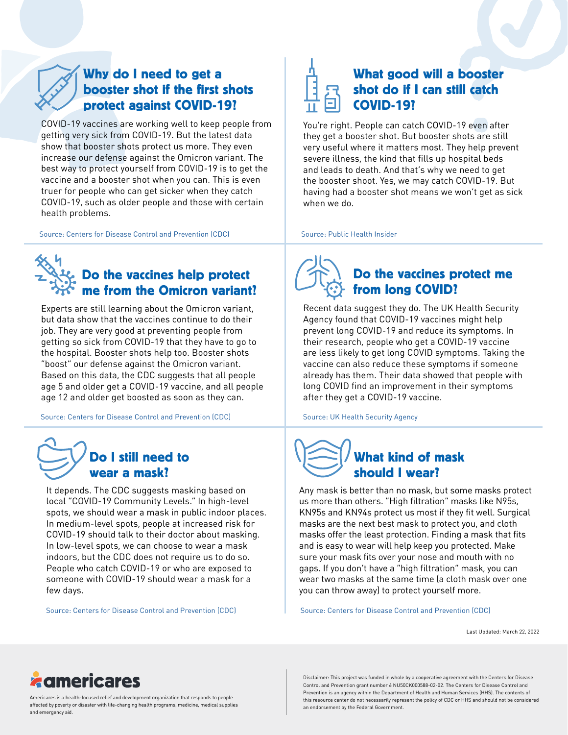## Why do I need to get a booster shot if the first shots protect against COVID-19?

COVID-19 vaccines are working well to keep people from getting very sick from COVID-19. But the latest data show that booster shots protect us more. They even increase our defense against the Omicron variant. The best way to protect yourself from COVID-19 is to get the vaccine and a booster shot when you can. This is even truer for people who can get sicker when they catch COVID-19, such as older people and those with certain health problems.

Source: Centers for Disease Control and Prevention (CDC)

## What good will a booster shot do if I can still catch COVID-19?

You're right. People can catch COVID-19 even after they get a booster shot. But booster shots are still very useful where it matters most. They help prevent severe illness, the kind that fills up hospital beds and leads to death. And that's why we need to get the booster shoot. Yes, we may catch COVID-19. But having had a booster shot means we won't get as sick when we do.

Source: Public Health Insider

## Do the vaccines help protect me from the Omicron variant?

Experts are still learning about the Omicron variant, but data show that the vaccines continue to do their job. They are very good at preventing people from getting so sick from COVID-19 that they have to go to the hospital. Booster shots help too. Booster shots "boost" our defense against the Omicron variant. Based on this data, the CDC suggests that all people age 5 and older get a COVID-19 vaccine, and all people age 12 and older get boosted as soon as they can.

Source: Centers for Disease Control and Prevention (CDC)

## Do the vaccines protect me from long COVID?

Recent data suggest they do. The UK Health Security Agency found that COVID-19 vaccines might help prevent long COVID-19 and reduce its symptoms. In their research, people who get a COVID-19 vaccine are less likely to get long COVID symptoms. Taking the vaccine can also reduce these symptoms if someone already has them. Their data showed that people with long COVID find an improvement in their symptoms after they get a COVID-19 vaccine.

Source: UK Health Security Agency

## Do I still need to wear a mask?

It depends. The CDC suggests masking based on local "COVID-19 Community Levels." In high-level spots, we should wear a mask in public indoor places. In medium-level spots, people at increased risk for COVID-19 should talk to their doctor about masking. In low-level spots, we can choose to wear a mask indoors, but the CDC does not require us to do so. People who catch COVID-19 or who are exposed to someone with COVID-19 should wear a mask for a few days.

Source: Centers for Disease Control and Prevention (CDC)

## What kind of mask should I wear?

Any mask is better than no mask, but some masks protect us more than others. "High filtration" masks like N95s, KN95s and KN94s protect us most if they fit well. Surgical masks are the next best mask to protect you, and cloth masks offer the least protection. Finding a mask that fits and is easy to wear will help keep you protected. Make sure your mask fits over your nose and mouth with no gaps. If you don't have a "high filtration" mask, you can wear two masks at the same time (a cloth mask over one you can throw away) to protect yourself more.

Source: Centers for Disease Control and Prevention (CDC)

Last Updated: March 22, 2022

**americares**

Americares is a health-focused relief and development organization that responds to people affected by poverty or disaster with life-changing health programs, medicine, medical supplies and emergency aid.

Disclaimer: This project was funded in whole by a cooperative agreement with the Centers for Disease Control and Prevention grant number 6 NU50CK000588-02-02. The Centers for Disease Control and Prevention is an agency within the Department of Health and Human Services (HHS). The contents of this resource center do not necessarily represent the policy of CDC or HHS and should not be considered an endorsement by the Federal Government.